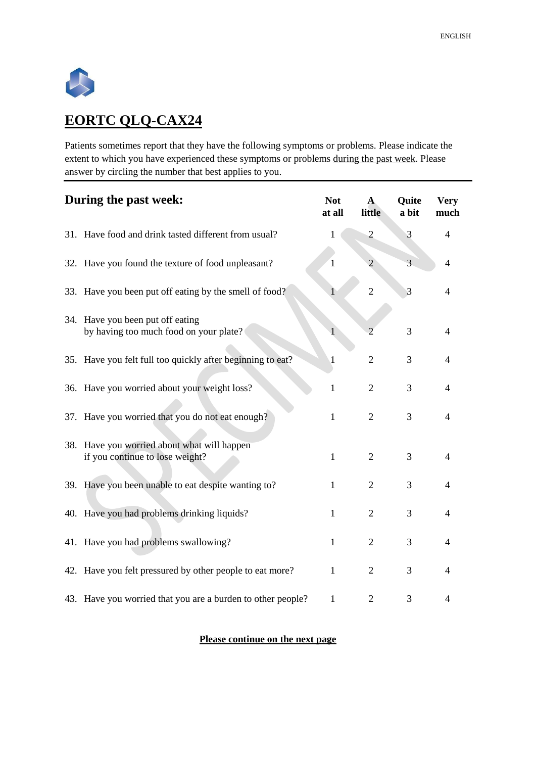# EORTC QLQ-CAX24

Patients sometimes report that they have the following symptoms or problems. Please indicate the extent to which you have experienced these symptoms or problems during the past week. Please answer by circling the number that best applies to you.

| During the past week: | Not at all | A little | Quite a bit | Very much |
|---|---|---|---|---|
| 31. Have food and drink tasted different from usual? | 1 | 2 | 3 | 4 |
| 32. Have you found the texture of food unpleasant? | 1 | 2 | 3 | 4 |
| 33. Have you been put off eating by the smell of food? | 1 | 2 | 3 | 4 |
| 34. Have you been put off eating by having too much food on your plate? | 1 | 2 | 3 | 4 |
| 35. Have you felt full too quickly after beginning to eat? | 1 | 2 | 3 | 4 |
| 36. Have you worried about your weight loss? | 1 | 2 | 3 | 4 |
| 37. Have you worried that you do not eat enough? | 1 | 2 | 3 | 4 |
| 38. Have you worried about what will happen if you continue to lose weight? | 1 | 2 | 3 | 4 |
| 39. Have you been unable to eat despite wanting to? | 1 | 2 | 3 | 4 |
| 40. Have you had problems drinking liquids? | 1 | 2 | 3 | 4 |
| 41. Have you had problems swallowing? | 1 | 2 | 3 | 4 |
| 42. Have you felt pressured by other people to eat more? | 1 | 2 | 3 | 4 |
| 43. Have you worried that you are a burden to other people? | 1 | 2 | 3 | 4 |

**Please continue on the next page**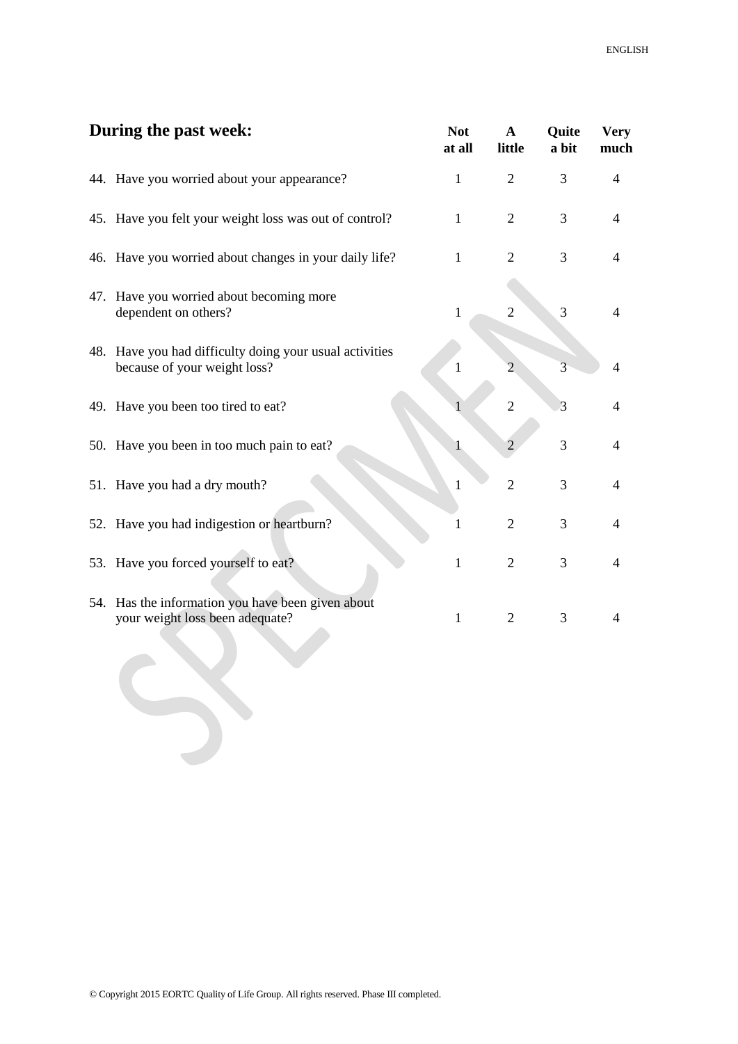| During the past week: | Not at all | A little | Quite a bit | Very much |
|---|---|---|---|---|
| 44. Have you worried about your appearance? | 1 | 2 | 3 | 4 |
| 45. Have you felt your weight loss was out of control? | 1 | 2 | 3 | 4 |
| 46. Have you worried about changes in your daily life? | 1 | 2 | 3 | 4 |
| 47. Have you worried about becoming more dependent on others? | 1 | 2 | 3 | 4 |
| 48. Have you had difficulty doing your usual activities because of your weight loss? | 1 | 2 | 3 | 4 |
| 49. Have you been too tired to eat? | 1 | 2 | 3 | 4 |
| 50. Have you been in too much pain to eat? | 1 | 2 | 3 | 4 |
| 51. Have you had a dry mouth? | 1 | 2 | 3 | 4 |
| 52. Have you had indigestion or heartburn? | 1 | 2 | 3 | 4 |
| 53. Have you forced yourself to eat? | 1 | 2 | 3 | 4 |
| 54. Has the information you have been given about your weight loss been adequate? | 1 | 2 | 3 | 4 |

© Copyright 2015 EORTC Quality of Life Group. All rights reserved. Phase III completed.